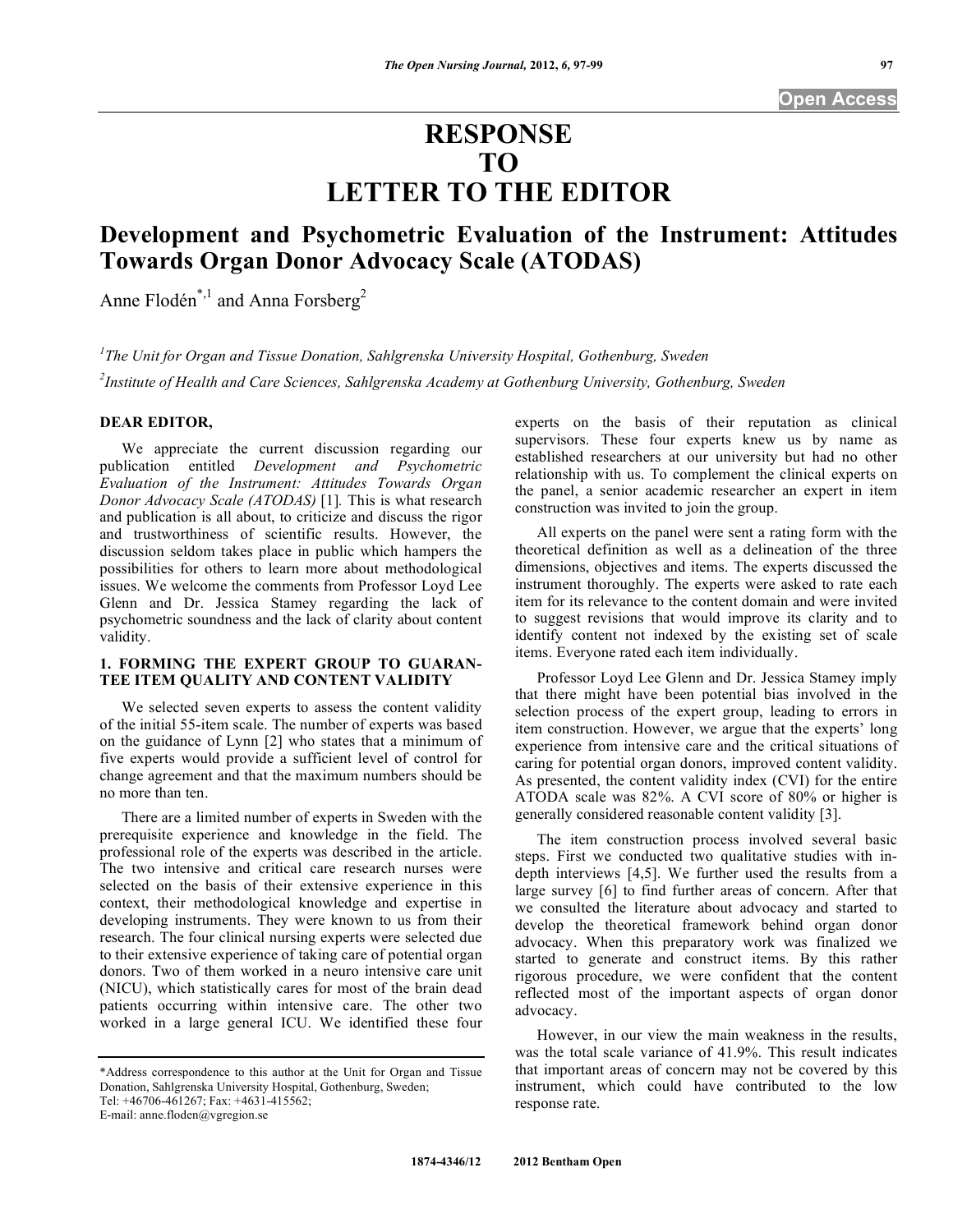# RESPONSE TO LETTER TO THE EDITOR

## Development and Psychometric Evaluation of the Instrument: Attitudes Towards Organ Donor Advocacy Scale (ATODAS)

Anne Flodén[*,1] and Anna Forsberg[2]

[1]The Unit for Organ and Tissue Donation, Sahlgrenska University Hospital, Gothenburg, Sweden

[2]Institute of Health and Care Sciences, Sahlgrenska Academy at Gothenburg University, Gothenburg, Sweden

**DEAR EDITOR,**

We appreciate the current discussion regarding our publication entitled *Development and Psychometric Evaluation of the Instrument: Attitudes Towards Organ Donor Advocacy Scale (ATODAS)* [1]. This is what research and publication is all about, to criticize and discuss the rigor and trustworthiness of scientific results. However, the discussion seldom takes place in public which hampers the possibilities for others to learn more about methodological issues. We welcome the comments from Professor Loyd Lee Glenn and Dr. Jessica Stamey regarding the lack of psychometric soundness and the lack of clarity about content validity.

### 1. FORMING THE EXPERT GROUP TO GUARANTEE ITEM QUALITY AND CONTENT VALIDITY

We selected seven experts to assess the content validity of the initial 55-item scale. The number of experts was based on the guidance of Lynn [2] who states that a minimum of five experts would provide a sufficient level of control for change agreement and that the maximum numbers should be no more than ten.

There are a limited number of experts in Sweden with the prerequisite experience and knowledge in the field. The professional role of the experts was described in the article. The two intensive and critical care research nurses were selected on the basis of their extensive experience in this context, their methodological knowledge and expertise in developing instruments. They were known to us from their research. The four clinical nursing experts were selected due to their extensive experience of taking care of potential organ donors. Two of them worked in a neuro intensive care unit (NICU), which statistically cares for most of the brain dead patients occurring within intensive care. The other two worked in a large general ICU. We identified these four experts on the basis of their reputation as clinical supervisors. These four experts knew us by name as established researchers at our university but had no other relationship with us. To complement the clinical experts on the panel, a senior academic researcher an expert in item construction was invited to join the group.

All experts on the panel were sent a rating form with the theoretical definition as well as a delineation of the three dimensions, objectives and items. The experts discussed the instrument thoroughly. The experts were asked to rate each item for its relevance to the content domain and were invited to suggest revisions that would improve its clarity and to identify content not indexed by the existing set of scale items. Everyone rated each item individually.

Professor Loyd Lee Glenn and Dr. Jessica Stamey imply that there might have been potential bias involved in the selection process of the expert group, leading to errors in item construction. However, we argue that the experts' long experience from intensive care and the critical situations of caring for potential organ donors, improved content validity. As presented, the content validity index (CVI) for the entire ATODA scale was 82%. A CVI score of 80% or higher is generally considered reasonable content validity [3].

The item construction process involved several basic steps. First we conducted two qualitative studies with in-depth interviews [4,5]. We further used the results from a large survey [6] to find further areas of concern. After that we consulted the literature about advocacy and started to develop the theoretical framework behind organ donor advocacy. When this preparatory work was finalized we started to generate and construct items. By this rather rigorous procedure, we were confident that the content reflected most of the important aspects of organ donor advocacy.

However, in our view the main weakness in the results, was the total scale variance of 41.9%. This result indicates that important areas of concern may not be covered by this instrument, which could have contributed to the low response rate.

---

*Address correspondence to this author at the Unit for Organ and Tissue Donation, Sahlgrenska University Hospital, Gothenburg, Sweden; Tel: +46706-461267; Fax: +4631-415562; E-mail: anne.floden@vgregion.se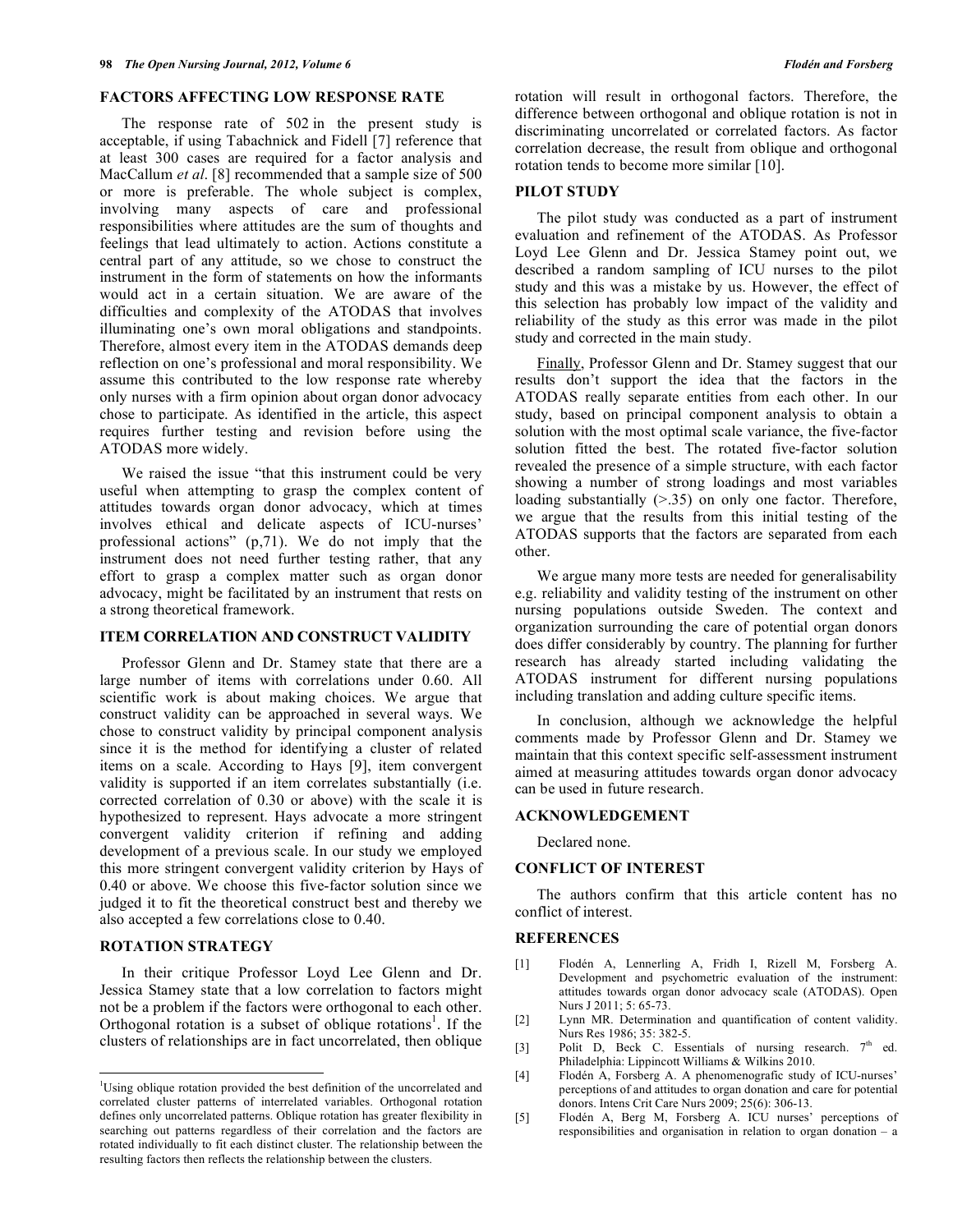## FACTORS AFFECTING LOW RESPONSE RATE

The response rate of 502 in the present study is acceptable, if using Tabachnick and Fidell [7] reference that at least 300 cases are required for a factor analysis and MacCallum *et al*. [8] recommended that a sample size of 500 or more is preferable. The whole subject is complex, involving many aspects of care and professional responsibilities where attitudes are the sum of thoughts and feelings that lead ultimately to action. Actions constitute a central part of any attitude, so we chose to construct the instrument in the form of statements on how the informants would act in a certain situation. We are aware of the difficulties and complexity of the ATODAS that involves illuminating one's own moral obligations and standpoints. Therefore, almost every item in the ATODAS demands deep reflection on one's professional and moral responsibility. We assume this contributed to the low response rate whereby only nurses with a firm opinion about organ donor advocacy chose to participate. As identified in the article, this aspect requires further testing and revision before using the ATODAS more widely.

We raised the issue "that this instrument could be very useful when attempting to grasp the complex content of attitudes towards organ donor advocacy, which at times involves ethical and delicate aspects of ICU-nurses' professional actions" (p,71). We do not imply that the instrument does not need further testing rather, that any effort to grasp a complex matter such as organ donor advocacy, might be facilitated by an instrument that rests on a strong theoretical framework.

## ITEM CORRELATION AND CONSTRUCT VALIDITY

Professor Glenn and Dr. Stamey state that there are a large number of items with correlations under 0.60. All scientific work is about making choices. We argue that construct validity can be approached in several ways. We chose to construct validity by principal component analysis since it is the method for identifying a cluster of related items on a scale. According to Hays [9], item convergent validity is supported if an item correlates substantially (i.e. corrected correlation of 0.30 or above) with the scale it is hypothesized to represent. Hays advocate a more stringent convergent validity criterion if refining and adding development of a previous scale. In our study we employed this more stringent convergent validity criterion by Hays of 0.40 or above. We choose this five-factor solution since we judged it to fit the theoretical construct best and thereby we also accepted a few correlations close to 0.40.

## ROTATION STRATEGY

In their critique Professor Loyd Lee Glenn and Dr. Jessica Stamey state that a low correlation to factors might not be a problem if the factors were orthogonal to each other. Orthogonal rotation is a subset of oblique rotations[1]. If the clusters of relationships are in fact uncorrelated, then oblique rotation will result in orthogonal factors. Therefore, the difference between orthogonal and oblique rotation is not in discriminating uncorrelated or correlated factors. As factor correlation decrease, the result from oblique and orthogonal rotation tends to become more similar [10].

[1]Using oblique rotation provided the best definition of the uncorrelated and correlated cluster patterns of interrelated variables. Orthogonal rotation defines only uncorrelated patterns. Oblique rotation has greater flexibility in searching out patterns regardless of their correlation and the factors are rotated individually to fit each distinct cluster. The relationship between the resulting factors then reflects the relationship between the clusters.

## PILOT STUDY

The pilot study was conducted as a part of instrument evaluation and refinement of the ATODAS. As Professor Loyd Lee Glenn and Dr. Jessica Stamey point out, we described a random sampling of ICU nurses to the pilot study and this was a mistake by us. However, the effect of this selection has probably low impact of the validity and reliability of the study as this error was made in the pilot study and corrected in the main study.

Finally, Professor Glenn and Dr. Stamey suggest that our results don't support the idea that the factors in the ATODAS really separate entities from each other. In our study, based on principal component analysis to obtain a solution with the most optimal scale variance, the five-factor solution fitted the best. The rotated five-factor solution revealed the presence of a simple structure, with each factor showing a number of strong loadings and most variables loading substantially (>.35) on only one factor. Therefore, we argue that the results from this initial testing of the ATODAS supports that the factors are separated from each other.

We argue many more tests are needed for generalisability e.g. reliability and validity testing of the instrument on other nursing populations outside Sweden. The context and organization surrounding the care of potential organ donors does differ considerably by country. The planning for further research has already started including validating the ATODAS instrument for different nursing populations including translation and adding culture specific items.

In conclusion, although we acknowledge the helpful comments made by Professor Glenn and Dr. Stamey we maintain that this context specific self-assessment instrument aimed at measuring attitudes towards organ donor advocacy can be used in future research.

## ACKNOWLEDGEMENT

Declared none.

## CONFLICT OF INTEREST

The authors confirm that this article content has no conflict of interest.

## REFERENCES

[1] Flodén A, Lennerling A, Fridh I, Rizell M, Forsberg A. Development and psychometric evaluation of the instrument: attitudes towards organ donor advocacy scale (ATODAS). Open Nurs J 2011; 5: 65-73.

[2] Lynn MR. Determination and quantification of content validity. Nurs Res 1986; 35: 382-5.

[3] Polit D, Beck C. Essentials of nursing research. 7th ed. Philadelphia: Lippincott Williams & Wilkins 2010.

[4] Flodén A, Forsberg A. A phenomenografic study of ICU-nurses' perceptions of and attitudes to organ donation and care for potential donors. Intens Crit Care Nurs 2009; 25(6): 306-13.

[5] Flodén A, Berg M, Forsberg A. ICU nurses' perceptions of responsibilities and organisation in relation to organ donation – a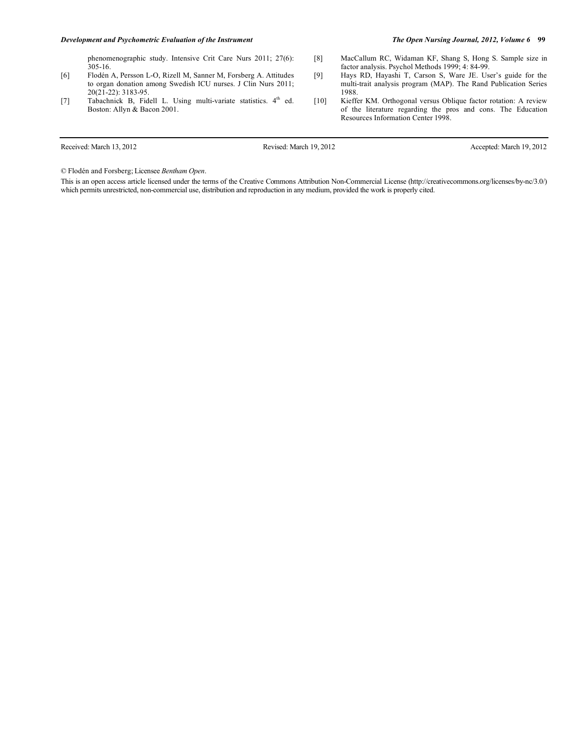phenomenographic study. Intensive Crit Care Nurs 2011; 27(6): 305-16.

[6] Flodén A, Persson L-O, Rizell M, Sanner M, Forsberg A. Attitudes to organ donation among Swedish ICU nurses. J Clin Nurs 2011; 20(21-22): 3183-95.

[7] Tabachnick B, Fidell L. Using multi-variate statistics. 4th ed. Boston: Allyn & Bacon 2001.

[8] MacCallum RC, Widaman KF, Shang S, Hong S. Sample size in factor analysis. Psychol Methods 1999; 4: 84-99.

[9] Hays RD, Hayashi T, Carson S, Ware JE. User's guide for the multi-trait analysis program (MAP). The Rand Publication Series 1988.

[10] Kieffer KM. Orthogonal versus Oblique factor rotation: A review of the literature regarding the pros and cons. The Education Resources Information Center 1998.

Received: March 13, 2012 Revised: March 19, 2012 Accepted: March 19, 2012

© Flodén and Forsberg; Licensee *Bentham Open*.

This is an open access article licensed under the terms of the Creative Commons Attribution Non-Commercial License (http://creativecommons.org/licenses/by-nc/3.0/) which permits unrestricted, non-commercial use, distribution and reproduction in any medium, provided the work is properly cited.